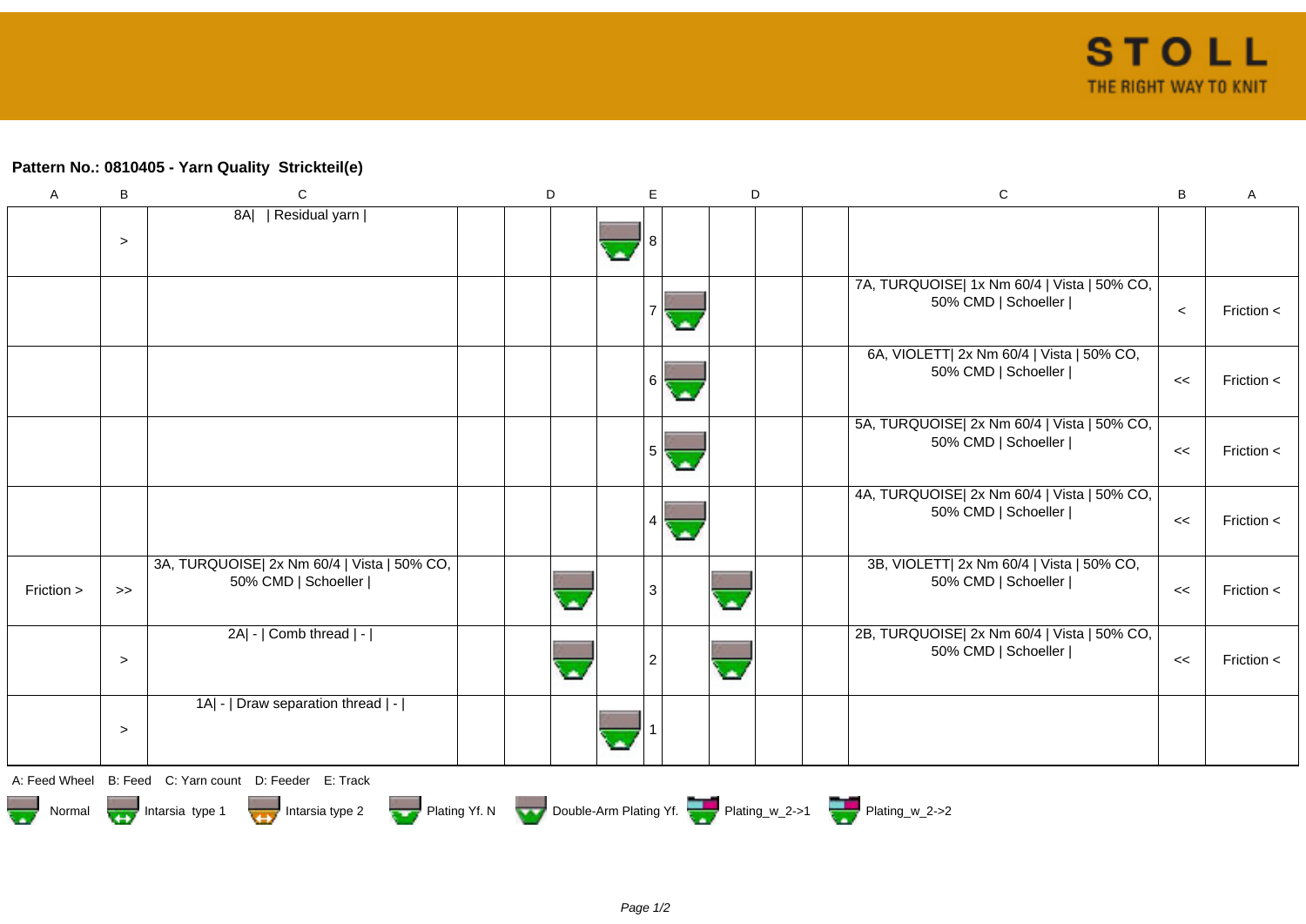**Pattern No.: 0810405 - Yarn Quality  Strickteil(e)**

| A | B | C | D | | | | E | D | | | | C | B | A |
|---|---|---|---|---|---|---|---|---|---|---|---|---|---|---|
| | > | 8A\| \| Residual yarn \| | | | | | 8 | | | | | | | |
| | | | | | | | 7 | | | | | 7A, TURQUOISE\| 1x Nm 60/4 \| Vista \| 50% CO, 50% CMD \| Schoeller \| | < | Friction < |
| | | | | | | | 6 | | | | | 6A, VIOLETT\| 2x Nm 60/4 \| Vista \| 50% CO, 50% CMD \| Schoeller \| | << | Friction < |
| | | | | | | | 5 | | | | | 5A, TURQUOISE\| 2x Nm 60/4 \| Vista \| 50% CO, 50% CMD \| Schoeller \| | << | Friction < |
| | | | | | | | 4 | | | | | 4A, TURQUOISE\| 2x Nm 60/4 \| Vista \| 50% CO, 50% CMD \| Schoeller \| | << | Friction < |
| Friction > | >> | 3A, TURQUOISE\| 2x Nm 60/4 \| Vista \| 50% CO, 50% CMD \| Schoeller \| | | | | | 3 | | | | | 3B, VIOLETT\| 2x Nm 60/4 \| Vista \| 50% CO, 50% CMD \| Schoeller \| | << | Friction < |
| | > | 2A\| - \| Comb thread \| - \| | | | | | 2 | | | | | 2B, TURQUOISE\| 2x Nm 60/4 \| Vista \| 50% CO, 50% CMD \| Schoeller \| | << | Friction < |
| | > | 1A\| - \| Draw separation thread \| - \| | | | | | 1 | | | | | | | |

A: Feed Wheel  B: Feed  C: Yarn count  D: Feeder  E: Track

Normal  Intarsia type 1  Intarsia type 2  Plating Yf. N  Double-Arm Plating Yf.  Plating_w_2->1  Plating_w_2->2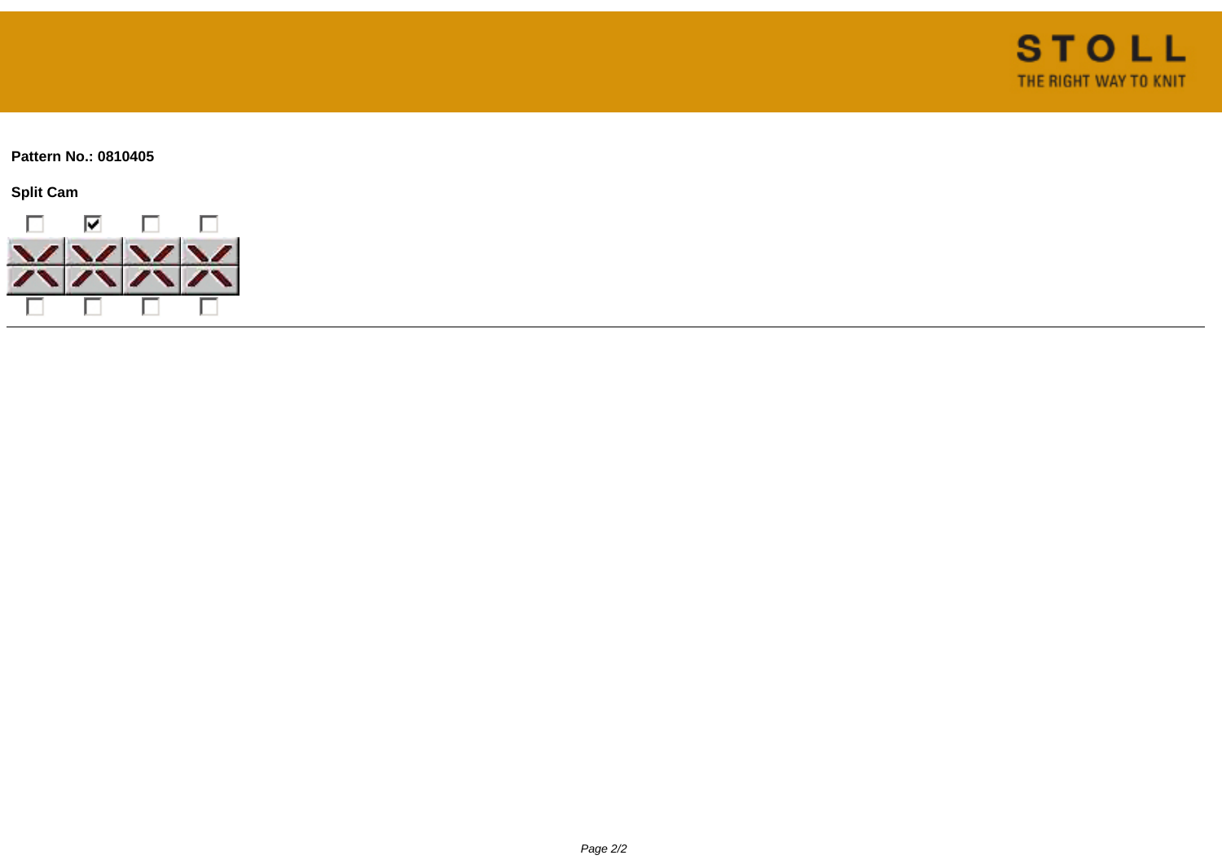**Pattern No.: 0810405**

**Split Cam**